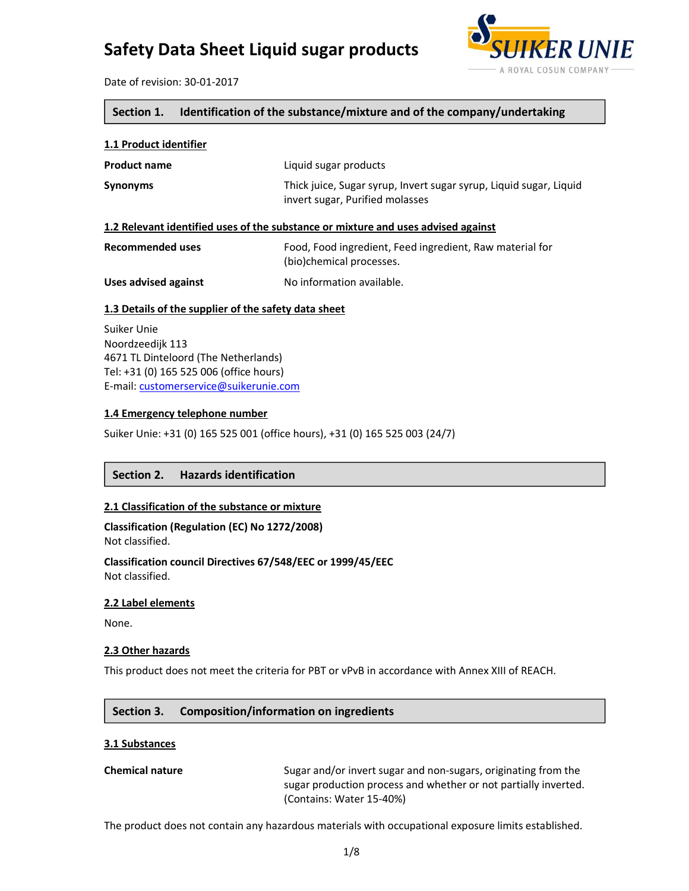# Safety Data Sheet Liquid sugar products

Date of revision: 30-01-2017

## Section 1. Identification of the substance/mixture and of the company/undertaking

### 1.1 Product identifier

**Product name** Liquid sugar products

**Synonyms** Thick juice, Sugar syrup, Invert sugar syrup, Liquid sugar, Liquid invert sugar, Purified molasses

### 1.2 Relevant identified uses of the substance or mixture and uses advised against

**Recommended uses** Food, Food ingredient, Feed ingredient, Raw material for (bio)chemical processes.

**Uses advised against** No information available.

### 1.3 Details of the supplier of the safety data sheet

Suiker Unie
Noordzeedijk 113
4671 TL Dinteloord (The Netherlands)
Tel: +31 (0) 165 525 006 (office hours)
E-mail: customerservice@suikerunie.com

### 1.4 Emergency telephone number

Suiker Unie: +31 (0) 165 525 001 (office hours), +31 (0) 165 525 003 (24/7)

## Section 2. Hazards identification

### 2.1 Classification of the substance or mixture

**Classification (Regulation (EC) No 1272/2008)**
Not classified.

**Classification council Directives 67/548/EEC or 1999/45/EEC**
Not classified.

### 2.2 Label elements

None.

### 2.3 Other hazards

This product does not meet the criteria for PBT or vPvB in accordance with Annex XIII of REACH.

## Section 3. Composition/information on ingredients

### 3.1 Substances

**Chemical nature** Sugar and/or invert sugar and non-sugars, originating from the sugar production process and whether or not partially inverted. (Contains: Water 15-40%)

The product does not contain any hazardous materials with occupational exposure limits established.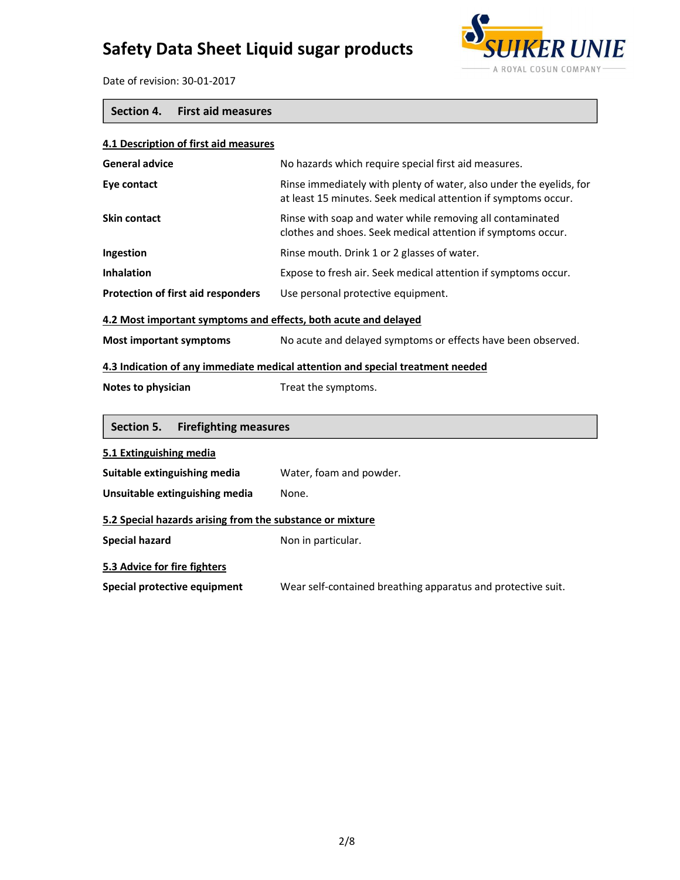## Section 4. First aid measures

### 4.1 Description of first aid measures

| | |
|---|---|
| **General advice** | No hazards which require special first aid measures. |
| **Eye contact** | Rinse immediately with plenty of water, also under the eyelids, for at least 15 minutes. Seek medical attention if symptoms occur. |
| **Skin contact** | Rinse with soap and water while removing all contaminated clothes and shoes. Seek medical attention if symptoms occur. |
| **Ingestion** | Rinse mouth. Drink 1 or 2 glasses of water. |
| **Inhalation** | Expose to fresh air. Seek medical attention if symptoms occur. |
| **Protection of first aid responders** | Use personal protective equipment. |

### 4.2 Most important symptoms and effects, both acute and delayed

| | |
|---|---|
| **Most important symptoms** | No acute and delayed symptoms or effects have been observed. |

### 4.3 Indication of any immediate medical attention and special treatment needed

| | |
|---|---|
| **Notes to physician** | Treat the symptoms. |

## Section 5. Firefighting measures

### 5.1 Extinguishing media

| | |
|---|---|
| **Suitable extinguishing media** | Water, foam and powder. |
| **Unsuitable extinguishing media** | None. |

### 5.2 Special hazards arising from the substance or mixture

| | |
|---|---|
| **Special hazard** | Non in particular. |

### 5.3 Advice for fire fighters

| | |
|---|---|
| **Special protective equipment** | Wear self-contained breathing apparatus and protective suit. |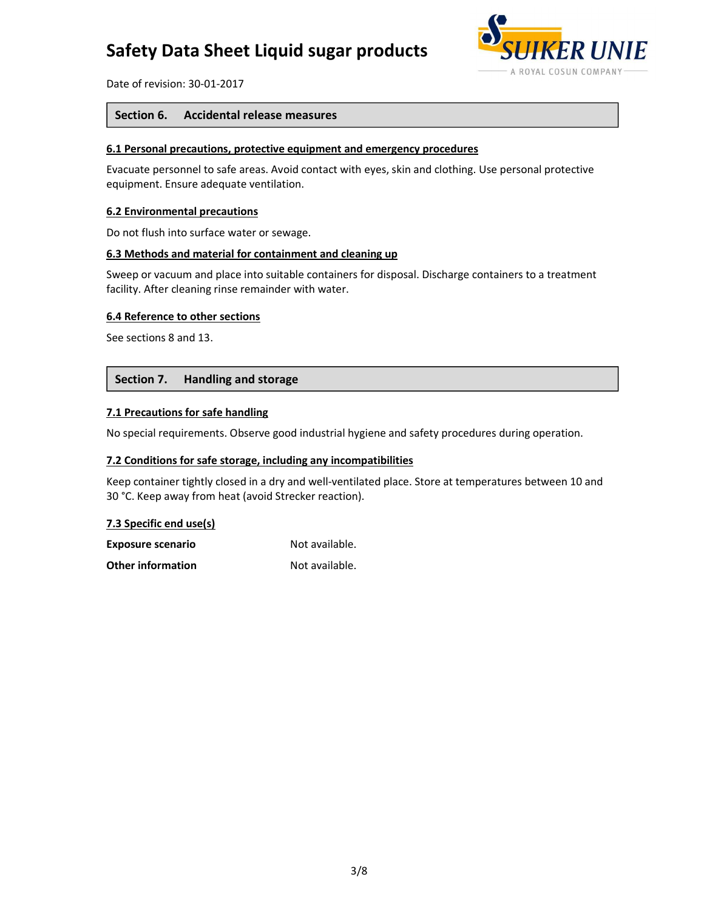## Section 6. Accidental release measures

### 6.1 Personal precautions, protective equipment and emergency procedures

Evacuate personnel to safe areas. Avoid contact with eyes, skin and clothing. Use personal protective equipment. Ensure adequate ventilation.

### 6.2 Environmental precautions

Do not flush into surface water or sewage.

### 6.3 Methods and material for containment and cleaning up

Sweep or vacuum and place into suitable containers for disposal. Discharge containers to a treatment facility. After cleaning rinse remainder with water.

### 6.4 Reference to other sections

See sections 8 and 13.

## Section 7. Handling and storage

### 7.1 Precautions for safe handling

No special requirements. Observe good industrial hygiene and safety procedures during operation.

### 7.2 Conditions for safe storage, including any incompatibilities

Keep container tightly closed in a dry and well-ventilated place. Store at temperatures between 10 and 30 °C. Keep away from heat (avoid Strecker reaction).

### 7.3 Specific end use(s)

| | |
|---|---|
| **Exposure scenario** | Not available. |
| **Other information** | Not available. |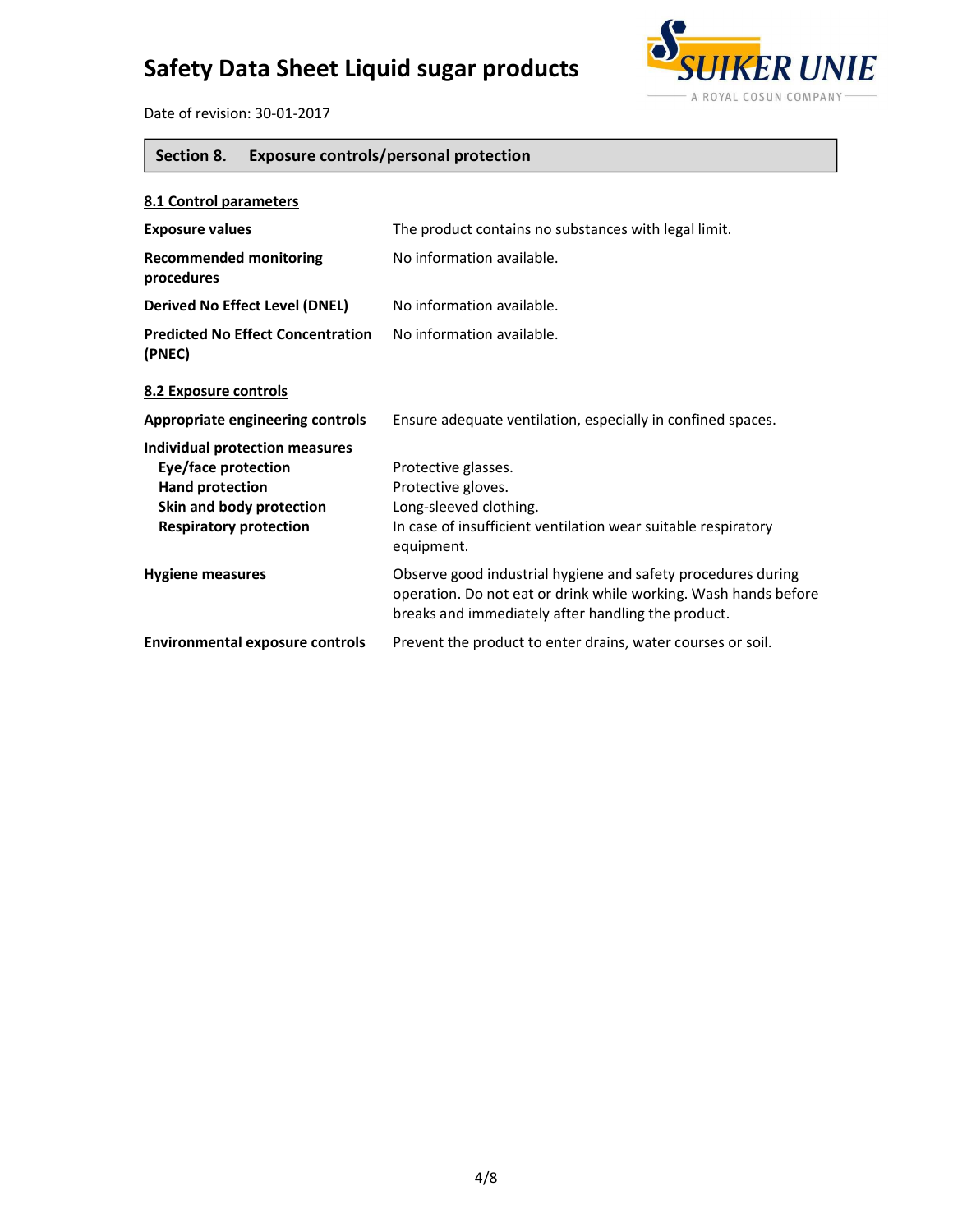## Section 8. Exposure controls/personal protection

### 8.1 Control parameters

| | |
|---|---|
| **Exposure values** | The product contains no substances with legal limit. |
| **Recommended monitoring procedures** | No information available. |
| **Derived No Effect Level (DNEL)** | No information available. |
| **Predicted No Effect Concentration (PNEC)** | No information available. |

### 8.2 Exposure controls

| | |
|---|---|
| **Appropriate engineering controls** | Ensure adequate ventilation, especially in confined spaces. |
| **Individual protection measures** | |
| **Eye/face protection** | Protective glasses. |
| **Hand protection** | Protective gloves. |
| **Skin and body protection** | Long-sleeved clothing. |
| **Respiratory protection** | In case of insufficient ventilation wear suitable respiratory equipment. |
| **Hygiene measures** | Observe good industrial hygiene and safety procedures during operation. Do not eat or drink while working. Wash hands before breaks and immediately after handling the product. |
| **Environmental exposure controls** | Prevent the product to enter drains, water courses or soil. |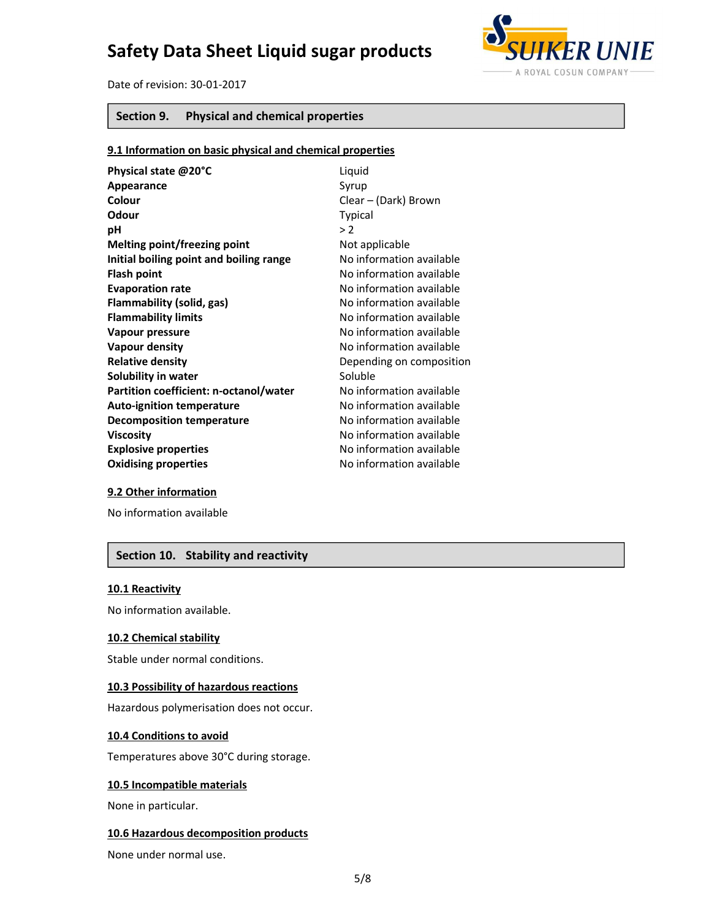## Section 9. Physical and chemical properties

### 9.1 Information on basic physical and chemical properties

| Property | Value |
|---|---|
| **Physical state @20°C** | Liquid |
| **Appearance** | Syrup |
| **Colour** | Clear – (Dark) Brown |
| **Odour** | Typical |
| **pH** | > 2 |
| **Melting point/freezing point** | Not applicable |
| **Initial boiling point and boiling range** | No information available |
| **Flash point** | No information available |
| **Evaporation rate** | No information available |
| **Flammability (solid, gas)** | No information available |
| **Flammability limits** | No information available |
| **Vapour pressure** | No information available |
| **Vapour density** | No information available |
| **Relative density** | Depending on composition |
| **Solubility in water** | Soluble |
| **Partition coefficient: n-octanol/water** | No information available |
| **Auto-ignition temperature** | No information available |
| **Decomposition temperature** | No information available |
| **Viscosity** | No information available |
| **Explosive properties** | No information available |
| **Oxidising properties** | No information available |

### 9.2 Other information

No information available

## Section 10. Stability and reactivity

### 10.1 Reactivity

No information available.

### 10.2 Chemical stability

Stable under normal conditions.

### 10.3 Possibility of hazardous reactions

Hazardous polymerisation does not occur.

### 10.4 Conditions to avoid

Temperatures above 30°C during storage.

### 10.5 Incompatible materials

None in particular.

### 10.6 Hazardous decomposition products

None under normal use.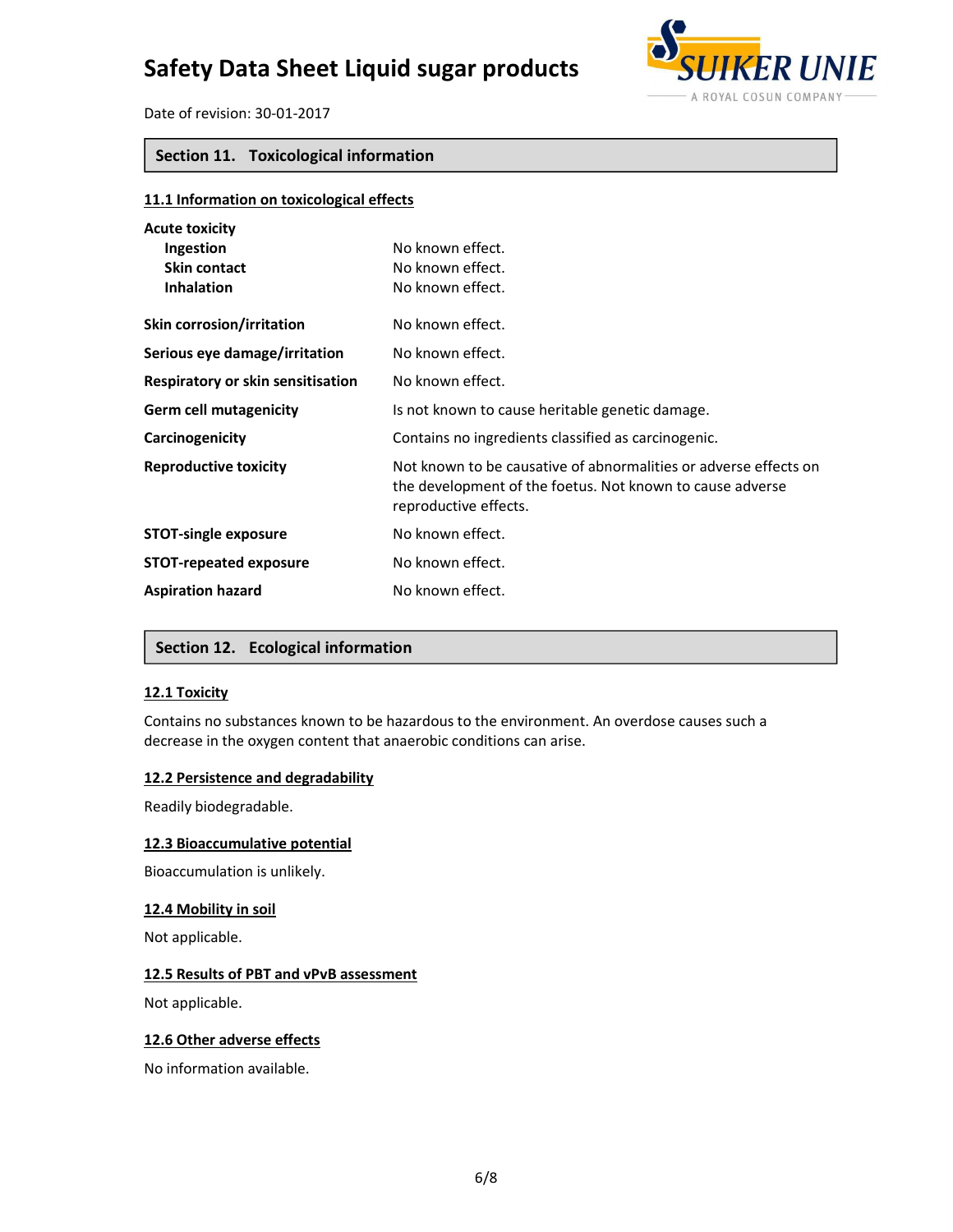## Section 11. Toxicological information

### 11.1 Information on toxicological effects

| | |
|---|---|
| **Acute toxicity** | |
| **Ingestion** | No known effect. |
| **Skin contact** | No known effect. |
| **Inhalation** | No known effect. |
| **Skin corrosion/irritation** | No known effect. |
| **Serious eye damage/irritation** | No known effect. |
| **Respiratory or skin sensitisation** | No known effect. |
| **Germ cell mutagenicity** | Is not known to cause heritable genetic damage. |
| **Carcinogenicity** | Contains no ingredients classified as carcinogenic. |
| **Reproductive toxicity** | Not known to be causative of abnormalities or adverse effects on the development of the foetus. Not known to cause adverse reproductive effects. |
| **STOT-single exposure** | No known effect. |
| **STOT-repeated exposure** | No known effect. |
| **Aspiration hazard** | No known effect. |

## Section 12. Ecological information

### 12.1 Toxicity

Contains no substances known to be hazardous to the environment. An overdose causes such a decrease in the oxygen content that anaerobic conditions can arise.

### 12.2 Persistence and degradability

Readily biodegradable.

### 12.3 Bioaccumulative potential

Bioaccumulation is unlikely.

### 12.4 Mobility in soil

Not applicable.

### 12.5 Results of PBT and vPvB assessment

Not applicable.

### 12.6 Other adverse effects

No information available.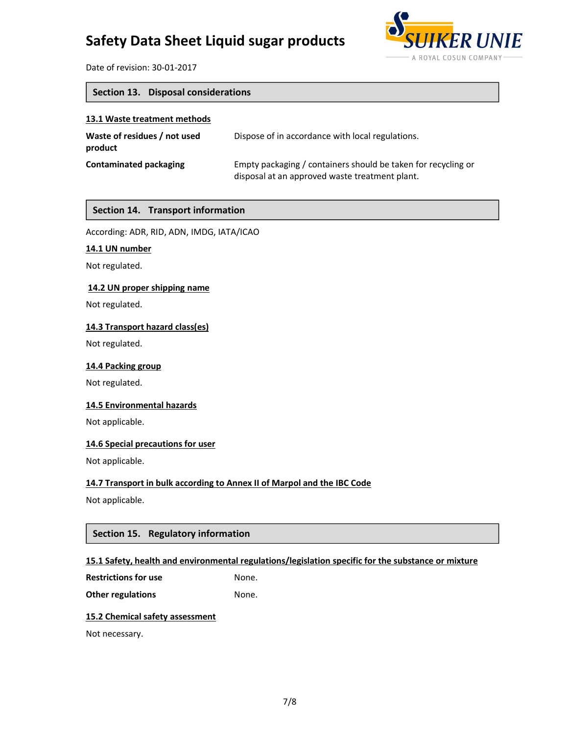## Section 13. Disposal considerations

### 13.1 Waste treatment methods

| | |
|---|---|
| **Waste of residues / not used product** | Dispose of in accordance with local regulations. |
| **Contaminated packaging** | Empty packaging / containers should be taken for recycling or disposal at an approved waste treatment plant. |

## Section 14. Transport information

According: ADR, RID, ADN, IMDG, IATA/ICAO

### 14.1 UN number

Not regulated.

### 14.2 UN proper shipping name

Not regulated.

### 14.3 Transport hazard class(es)

Not regulated.

### 14.4 Packing group

Not regulated.

### 14.5 Environmental hazards

Not applicable.

### 14.6 Special precautions for user

Not applicable.

### 14.7 Transport in bulk according to Annex II of Marpol and the IBC Code

Not applicable.

## Section 15. Regulatory information

### 15.1 Safety, health and environmental regulations/legislation specific for the substance or mixture

| | |
|---|---|
| **Restrictions for use** | None. |
| **Other regulations** | None. |

### 15.2 Chemical safety assessment

Not necessary.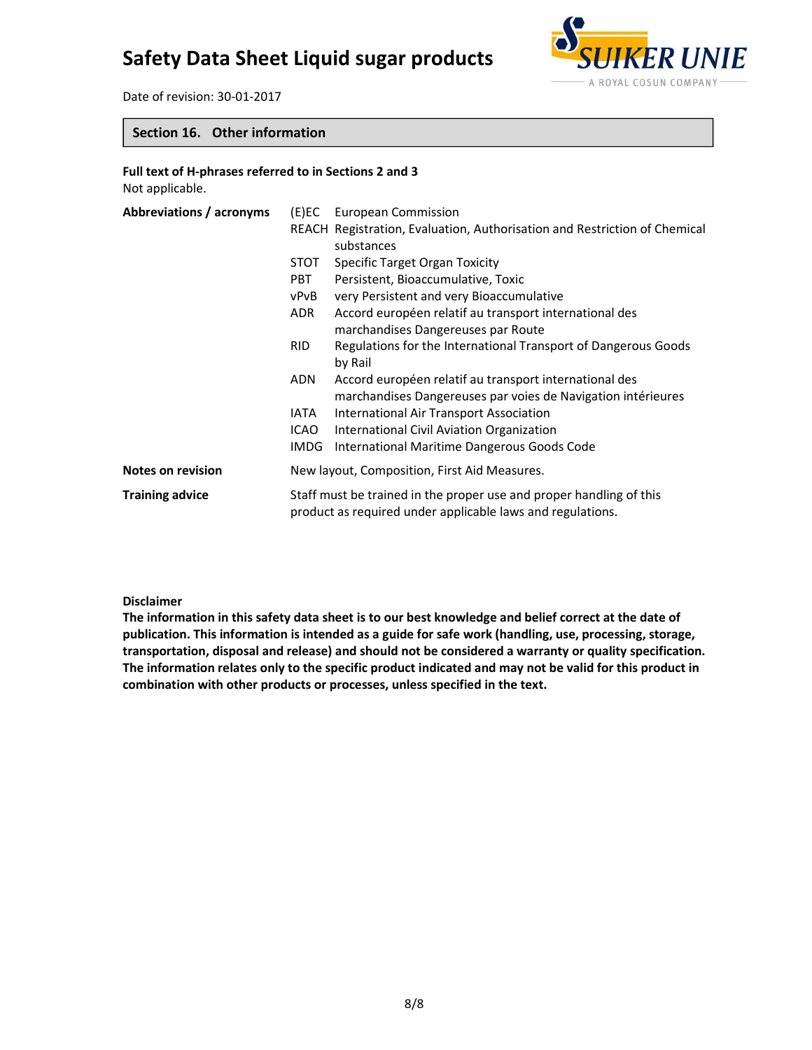## Section 16. Other information

**Full text of H-phrases referred to in Sections 2 and 3**
Not applicable.

**Abbreviations / acronyms**

| | |
|---|---|
| (E)EC | European Commission |
| REACH | Registration, Evaluation, Authorisation and Restriction of Chemical substances |
| STOT | Specific Target Organ Toxicity |
| PBT | Persistent, Bioaccumulative, Toxic |
| vPvB | very Persistent and very Bioaccumulative |
| ADR | Accord européen relatif au transport international des marchandises Dangereuses par Route |
| RID | Regulations for the International Transport of Dangerous Goods by Rail |
| ADN | Accord européen relatif au transport international des marchandises Dangereuses par voies de Navigation intérieures |
| IATA | International Air Transport Association |
| ICAO | International Civil Aviation Organization |
| IMDG | International Maritime Dangerous Goods Code |

**Notes on revision** New layout, Composition, First Aid Measures.

**Training advice** Staff must be trained in the proper use and proper handling of this product as required under applicable laws and regulations.

**Disclaimer**
**The information in this safety data sheet is to our best knowledge and belief correct at the date of publication. This information is intended as a guide for safe work (handling, use, processing, storage, transportation, disposal and release) and should not be considered a warranty or quality specification. The information relates only to the specific product indicated and may not be valid for this product in combination with other products or processes, unless specified in the text.**